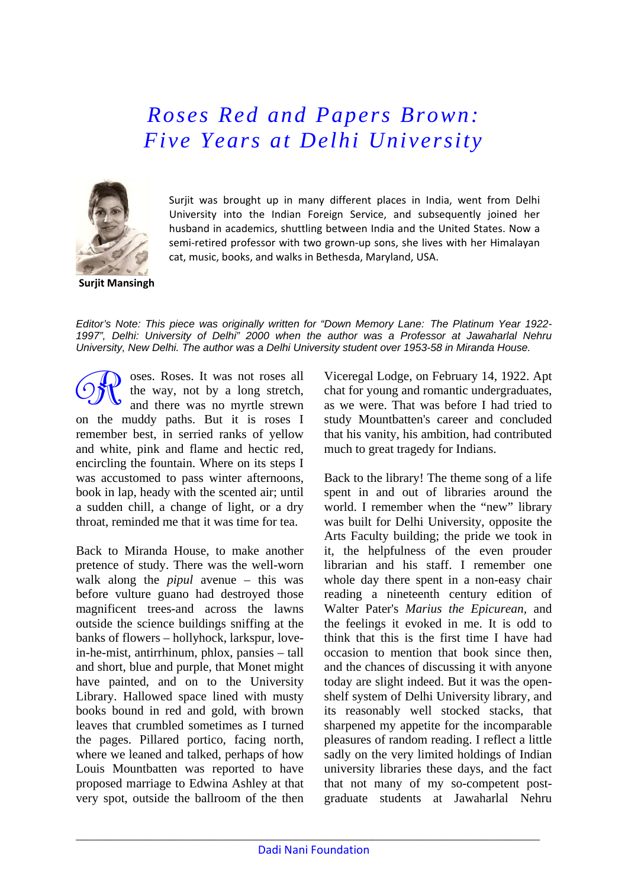# *Roses Red and Papers Brown: Five Years at Delhi University*

Surjit was brought up in many different places in India, went from Delhi University into the Indian Foreign Service, and subsequently joined her husband in academics, shuttling between India and the United States. Now a semi-retired professor with two grown-up sons, she lives with her Himalayan cat, music, books, and walks in Bethesda, Maryland, USA.

**Surjit Mansingh**

*Editor's Note: This piece was originally written for "Down Memory Lane: The Platinum Year 1922-1997", Delhi: University of Delhi" 2000 when the author was a Professor at Jawaharlal Nehru University, New Delhi. The author was a Delhi University student over 1953-58 in Miranda House.*

Roses. Roses. It was not roses all the way, not by a long stretch, and there was no myrtle strewn on the muddy paths. But it is roses I remember best, in serried ranks of yellow and white, pink and flame and hectic red, encircling the fountain. Where on its steps I was accustomed to pass winter afternoons, book in lap, heady with the scented air; until a sudden chill, a change of light, or a dry throat, reminded me that it was time for tea.

Back to Miranda House, to make another pretence of study. There was the well-worn walk along the *pipul* avenue – this was before vulture guano had destroyed those magnificent trees-and across the lawns outside the science buildings sniffing at the banks of flowers – hollyhock, larkspur, love-in-he-mist, antirrhinum, phlox, pansies – tall and short, blue and purple, that Monet might have painted, and on to the University Library. Hallowed space lined with musty books bound in red and gold, with brown leaves that crumbled sometimes as I turned the pages. Pillared portico, facing north, where we leaned and talked, perhaps of how Louis Mountbatten was reported to have proposed marriage to Edwina Ashley at that very spot, outside the ballroom of the then Viceregal Lodge, on February 14, 1922. Apt chat for young and romantic undergraduates, as we were. That was before I had tried to study Mountbatten's career and concluded that his vanity, his ambition, had contributed much to great tragedy for Indians.

Back to the library! The theme song of a life spent in and out of libraries around the world. I remember when the "new" library was built for Delhi University, opposite the Arts Faculty building; the pride we took in it, the helpfulness of the even prouder librarian and his staff. I remember one whole day there spent in a non-easy chair reading a nineteenth century edition of Walter Pater's *Marius the Epicurean*, and the feelings it evoked in me. It is odd to think that this is the first time I have had occasion to mention that book since then, and the chances of discussing it with anyone today are slight indeed. But it was the open-shelf system of Delhi University library, and its reasonably well stocked stacks, that sharpened my appetite for the incomparable pleasures of random reading. I reflect a little sadly on the very limited holdings of Indian university libraries these days, and the fact that not many of my so-competent post-graduate students at Jawaharlal Nehru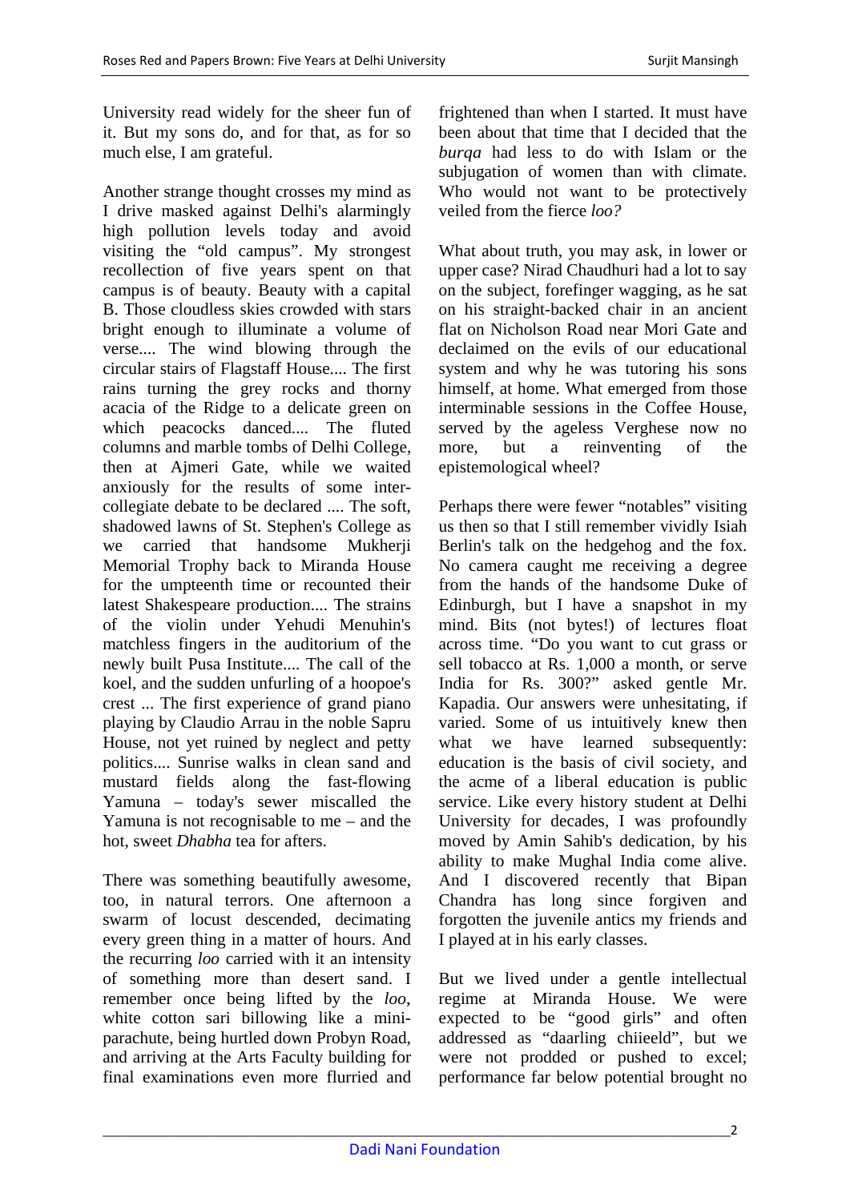University read widely for the sheer fun of it. But my sons do, and for that, as for so much else, I am grateful.

Another strange thought crosses my mind as I drive masked against Delhi's alarmingly high pollution levels today and avoid visiting the "old campus". My strongest recollection of five years spent on that campus is of beauty. Beauty with a capital B. Those cloudless skies crowded with stars bright enough to illuminate a volume of verse.... The wind blowing through the circular stairs of Flagstaff House.... The first rains turning the grey rocks and thorny acacia of the Ridge to a delicate green on which peacocks danced.... The fluted columns and marble tombs of Delhi College, then at Ajmeri Gate, while we waited anxiously for the results of some inter-collegiate debate to be declared .... The soft, shadowed lawns of St. Stephen's College as we carried that handsome Mukherji Memorial Trophy back to Miranda House for the umpteenth time or recounted their latest Shakespeare production.... The strains of the violin under Yehudi Menuhin's matchless fingers in the auditorium of the newly built Pusa Institute.... The call of the koel, and the sudden unfurling of a hoopoe's crest ... The first experience of grand piano playing by Claudio Arrau in the noble Sapru House, not yet ruined by neglect and petty politics.... Sunrise walks in clean sand and mustard fields along the fast-flowing Yamuna – today's sewer miscalled the Yamuna is not recognisable to me – and the hot, sweet *Dhabha* tea for afters.

There was something beautifully awesome, too, in natural terrors. One afternoon a swarm of locust descended, decimating every green thing in a matter of hours. And the recurring *loo* carried with it an intensity of something more than desert sand. I remember once being lifted by the *loo*, white cotton sari billowing like a mini-parachute, being hurtled down Probyn Road, and arriving at the Arts Faculty building for final examinations even more flurried and frightened than when I started. It must have been about that time that I decided that the *burqa* had less to do with Islam or the subjugation of women than with climate. Who would not want to be protectively veiled from the fierce *loo?*

What about truth, you may ask, in lower or upper case? Nirad Chaudhuri had a lot to say on the subject, forefinger wagging, as he sat on his straight-backed chair in an ancient flat on Nicholson Road near Mori Gate and declaimed on the evils of our educational system and why he was tutoring his sons himself, at home. What emerged from those interminable sessions in the Coffee House, served by the ageless Verghese now no more, but a reinventing of the epistemological wheel?

Perhaps there were fewer "notables" visiting us then so that I still remember vividly Isiah Berlin's talk on the hedgehog and the fox. No camera caught me receiving a degree from the hands of the handsome Duke of Edinburgh, but I have a snapshot in my mind. Bits (not bytes!) of lectures float across time. "Do you want to cut grass or sell tobacco at Rs. 1,000 a month, or serve India for Rs. 300?" asked gentle Mr. Kapadia. Our answers were unhesitating, if varied. Some of us intuitively knew then what we have learned subsequently: education is the basis of civil society, and the acme of a liberal education is public service. Like every history student at Delhi University for decades, I was profoundly moved by Amin Sahib's dedication, by his ability to make Mughal India come alive. And I discovered recently that Bipan Chandra has long since forgiven and forgotten the juvenile antics my friends and I played at in his early classes.

But we lived under a gentle intellectual regime at Miranda House. We were expected to be "good girls" and often addressed as "daarling chiieeld", but we were not prodded or pushed to excel; performance far below potential brought no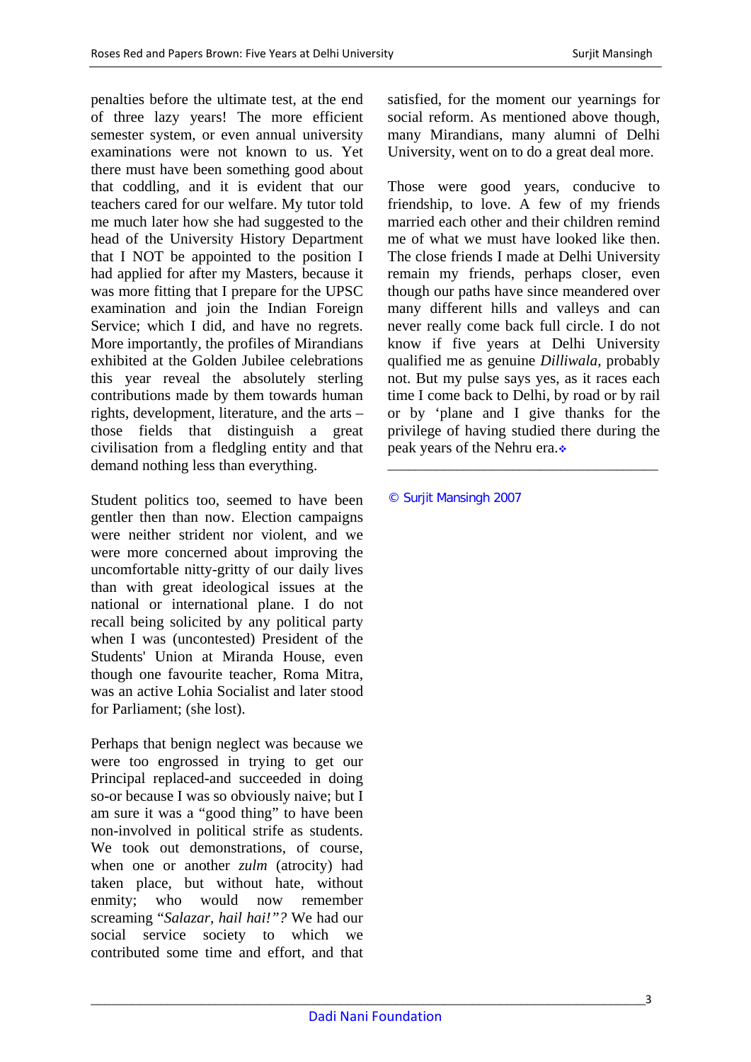penalties before the ultimate test, at the end of three lazy years! The more efficient semester system, or even annual university examinations were not known to us. Yet there must have been something good about that coddling, and it is evident that our teachers cared for our welfare. My tutor told me much later how she had suggested to the head of the University History Department that I NOT be appointed to the position I had applied for after my Masters, because it was more fitting that I prepare for the UPSC examination and join the Indian Foreign Service; which I did, and have no regrets. More importantly, the profiles of Mirandians exhibited at the Golden Jubilee celebrations this year reveal the absolutely sterling contributions made by them towards human rights, development, literature, and the arts – those fields that distinguish a great civilisation from a fledgling entity and that demand nothing less than everything.

Student politics too, seemed to have been gentler then than now. Election campaigns were neither strident nor violent, and we were more concerned about improving the uncomfortable nitty-gritty of our daily lives than with great ideological issues at the national or international plane. I do not recall being solicited by any political party when I was (uncontested) President of the Students' Union at Miranda House, even though one favourite teacher, Roma Mitra, was an active Lohia Socialist and later stood for Parliament; (she lost).

Perhaps that benign neglect was because we were too engrossed in trying to get our Principal replaced-and succeeded in doing so-or because I was so obviously naive; but I am sure it was a "good thing" to have been non-involved in political strife as students. We took out demonstrations, of course, when one or another *zulm* (atrocity) had taken place, but without hate, without enmity; who would now remember screaming "*Salazar, hail hai!"?* We had our social service society to which we contributed some time and effort, and that satisfied, for the moment our yearnings for social reform. As mentioned above though, many Mirandians, many alumni of Delhi University, went on to do a great deal more.

Those were good years, conducive to friendship, to love. A few of my friends married each other and their children remind me of what we must have looked like then. The close friends I made at Delhi University remain my friends, perhaps closer, even though our paths have since meandered over many different hills and valleys and can never really come back full circle. I do not know if five years at Delhi University qualified me as genuine *Dilliwala*, probably not. But my pulse says yes, as it races each time I come back to Delhi, by road or by rail or by 'plane and I give thanks for the privilege of having studied there during the peak years of the Nehru era.

---

© Surjit Mansingh 2007

Dadi Nani Foundation